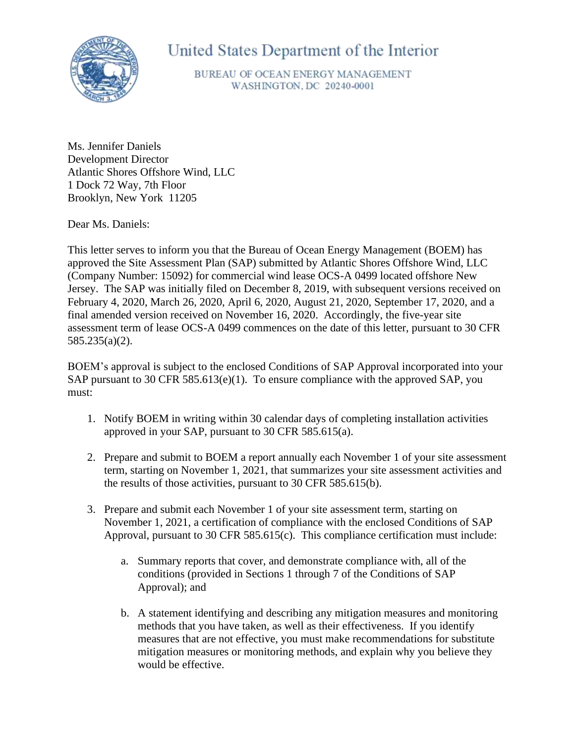# United States Department of the Interior

BUREAU OF OCEAN ENERGY MANAGEMENT
WASHINGTON, DC 20240-0001

Ms. Jennifer Daniels
Development Director
Atlantic Shores Offshore Wind, LLC
1 Dock 72 Way, 7th Floor
Brooklyn, New York 11205

Dear Ms. Daniels:

This letter serves to inform you that the Bureau of Ocean Energy Management (BOEM) has approved the Site Assessment Plan (SAP) submitted by Atlantic Shores Offshore Wind, LLC (Company Number: 15092) for commercial wind lease OCS-A 0499 located offshore New Jersey. The SAP was initially filed on December 8, 2019, with subsequent versions received on February 4, 2020, March 26, 2020, April 6, 2020, August 21, 2020, September 17, 2020, and a final amended version received on November 16, 2020. Accordingly, the five-year site assessment term of lease OCS-A 0499 commences on the date of this letter, pursuant to 30 CFR 585.235(a)(2).

BOEM's approval is subject to the enclosed Conditions of SAP Approval incorporated into your SAP pursuant to 30 CFR 585.613(e)(1). To ensure compliance with the approved SAP, you must:

1. Notify BOEM in writing within 30 calendar days of completing installation activities approved in your SAP, pursuant to 30 CFR 585.615(a).

2. Prepare and submit to BOEM a report annually each November 1 of your site assessment term, starting on November 1, 2021, that summarizes your site assessment activities and the results of those activities, pursuant to 30 CFR 585.615(b).

3. Prepare and submit each November 1 of your site assessment term, starting on November 1, 2021, a certification of compliance with the enclosed Conditions of SAP Approval, pursuant to 30 CFR 585.615(c). This compliance certification must include:

    a. Summary reports that cover, and demonstrate compliance with, all of the conditions (provided in Sections 1 through 7 of the Conditions of SAP Approval); and

    b. A statement identifying and describing any mitigation measures and monitoring methods that you have taken, as well as their effectiveness. If you identify measures that are not effective, you must make recommendations for substitute mitigation measures or monitoring methods, and explain why you believe they would be effective.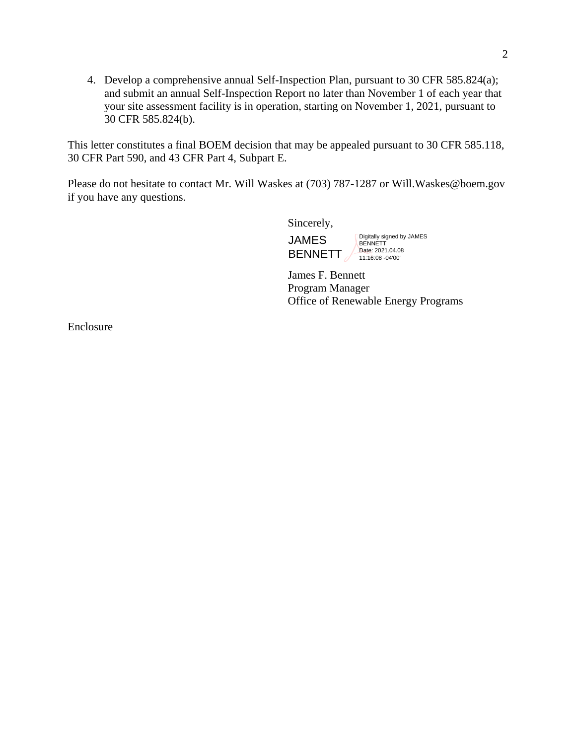4. Develop a comprehensive annual Self-Inspection Plan, pursuant to 30 CFR 585.824(a); and submit an annual Self-Inspection Report no later than November 1 of each year that your site assessment facility is in operation, starting on November 1, 2021, pursuant to 30 CFR 585.824(b).

This letter constitutes a final BOEM decision that may be appealed pursuant to 30 CFR 585.118, 30 CFR Part 590, and 43 CFR Part 4, Subpart E.

Please do not hesitate to contact Mr. Will Waskes at (703) 787-1287 or Will.Waskes@boem.gov if you have any questions.

Sincerely,

JAMES BENNETT

Digitally signed by JAMES BENNETT
Date: 2021.04.08 11:16:08 -04'00'

James F. Bennett
Program Manager
Office of Renewable Energy Programs

Enclosure